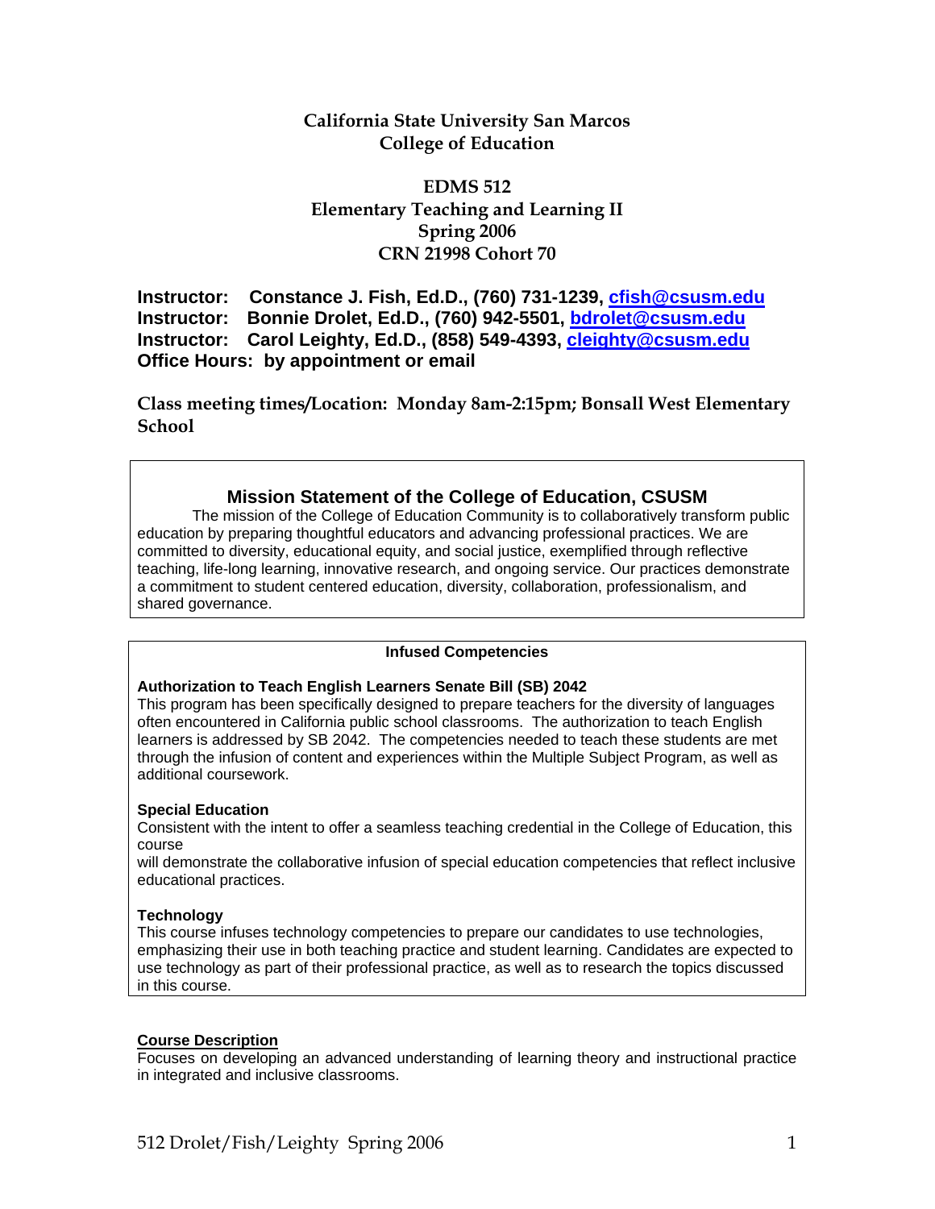# California State University San Marcos
## College of Education

## EDMS 512
## Elementary Teaching and Learning II
## Spring 2006
## CRN 21998 Cohort 70

**Instructor: Constance J. Fish, Ed.D., (760) 731-1239, cfish@csusm.edu**
**Instructor: Bonnie Drolet, Ed.D., (760) 942-5501, bdrolet@csusm.edu**
**Instructor: Carol Leighty, Ed.D., (858) 549-4393, cleighty@csusm.edu**
**Office Hours: by appointment or email**

**Class meeting times/Location: Monday 8am-2:15pm; Bonsall West Elementary School**

### Mission Statement of the College of Education, CSUSM

The mission of the College of Education Community is to collaboratively transform public education by preparing thoughtful educators and advancing professional practices. We are committed to diversity, educational equity, and social justice, exemplified through reflective teaching, life-long learning, innovative research, and ongoing service. Our practices demonstrate a commitment to student centered education, diversity, collaboration, professionalism, and shared governance.

### Infused Competencies

**Authorization to Teach English Learners Senate Bill (SB) 2042**
This program has been specifically designed to prepare teachers for the diversity of languages often encountered in California public school classrooms. The authorization to teach English learners is addressed by SB 2042. The competencies needed to teach these students are met through the infusion of content and experiences within the Multiple Subject Program, as well as additional coursework.

**Special Education**
Consistent with the intent to offer a seamless teaching credential in the College of Education, this course will demonstrate the collaborative infusion of special education competencies that reflect inclusive educational practices.

**Technology**
This course infuses technology competencies to prepare our candidates to use technologies, emphasizing their use in both teaching practice and student learning. Candidates are expected to use technology as part of their professional practice, as well as to research the topics discussed in this course.

**Course Description**
Focuses on developing an advanced understanding of learning theory and instructional practice in integrated and inclusive classrooms.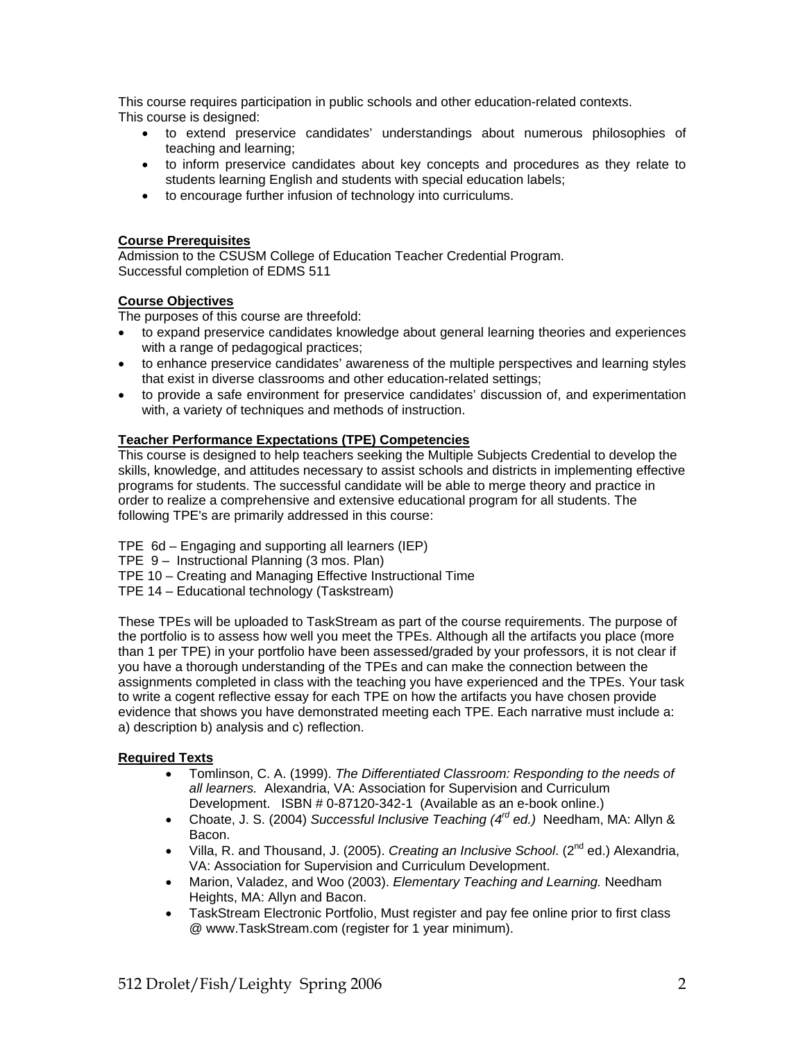This course requires participation in public schools and other education-related contexts.
This course is designed:

- to extend preservice candidates' understandings about numerous philosophies of teaching and learning;
- to inform preservice candidates about key concepts and procedures as they relate to students learning English and students with special education labels;
- to encourage further infusion of technology into curriculums.

**Course Prerequisites**

Admission to the CSUSM College of Education Teacher Credential Program.
Successful completion of EDMS 511

**Course Objectives**

The purposes of this course are threefold:

- to expand preservice candidates knowledge about general learning theories and experiences with a range of pedagogical practices;
- to enhance preservice candidates' awareness of the multiple perspectives and learning styles that exist in diverse classrooms and other education-related settings;
- to provide a safe environment for preservice candidates' discussion of, and experimentation with, a variety of techniques and methods of instruction.

**Teacher Performance Expectations (TPE) Competencies**

This course is designed to help teachers seeking the Multiple Subjects Credential to develop the skills, knowledge, and attitudes necessary to assist schools and districts in implementing effective programs for students. The successful candidate will be able to merge theory and practice in order to realize a comprehensive and extensive educational program for all students. The following TPE's are primarily addressed in this course:

TPE 6d – Engaging and supporting all learners (IEP)
TPE 9 – Instructional Planning (3 mos. Plan)
TPE 10 – Creating and Managing Effective Instructional Time
TPE 14 – Educational technology (Taskstream)

These TPEs will be uploaded to TaskStream as part of the course requirements. The purpose of the portfolio is to assess how well you meet the TPEs. Although all the artifacts you place (more than 1 per TPE) in your portfolio have been assessed/graded by your professors, it is not clear if you have a thorough understanding of the TPEs and can make the connection between the assignments completed in class with the teaching you have experienced and the TPEs. Your task to write a cogent reflective essay for each TPE on how the artifacts you have chosen provide evidence that shows you have demonstrated meeting each TPE. Each narrative must include a: a) description b) analysis and c) reflection.

**Required Texts**

- Tomlinson, C. A. (1999). *The Differentiated Classroom: Responding to the needs of all learners.* Alexandria, VA: Association for Supervision and Curriculum Development. ISBN # 0-87120-342-1 (Available as an e-book online.)
- Choate, J. S. (2004) *Successful Inclusive Teaching (4th ed.)* Needham, MA: Allyn & Bacon.
- Villa, R. and Thousand, J. (2005). *Creating an Inclusive School*. (2nd ed.) Alexandria, VA: Association for Supervision and Curriculum Development.
- Marion, Valadez, and Woo (2003). *Elementary Teaching and Learning.* Needham Heights, MA: Allyn and Bacon.
- TaskStream Electronic Portfolio, Must register and pay fee online prior to first class @ www.TaskStream.com (register for 1 year minimum).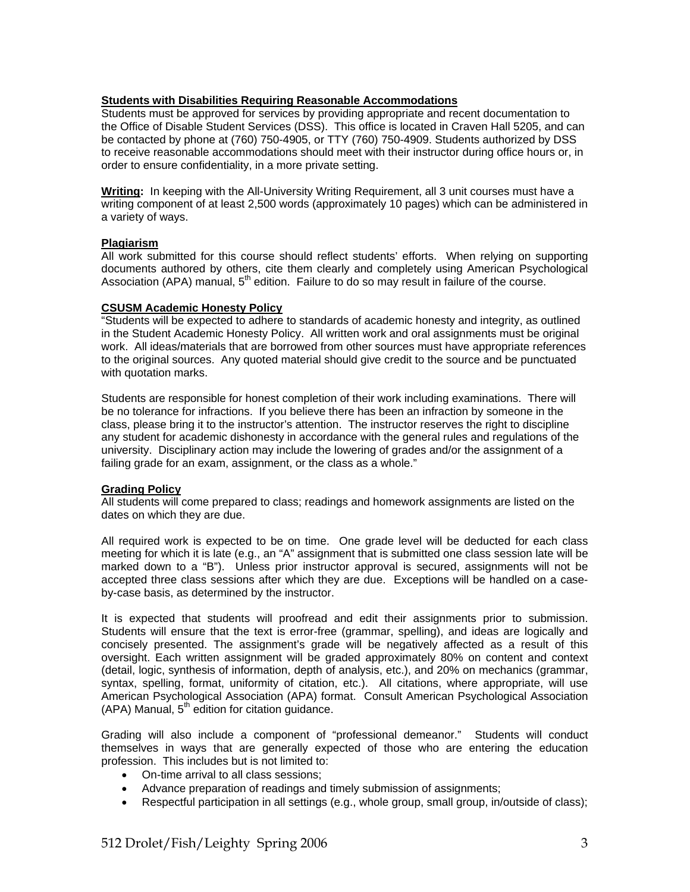**Students with Disabilities Requiring Reasonable Accommodations**

Students must be approved for services by providing appropriate and recent documentation to the Office of Disable Student Services (DSS). This office is located in Craven Hall 5205, and can be contacted by phone at (760) 750-4905, or TTY (760) 750-4909. Students authorized by DSS to receive reasonable accommodations should meet with their instructor during office hours or, in order to ensure confidentiality, in a more private setting.

**Writing:** In keeping with the All-University Writing Requirement, all 3 unit courses must have a writing component of at least 2,500 words (approximately 10 pages) which can be administered in a variety of ways.

**Plagiarism**

All work submitted for this course should reflect students' efforts. When relying on supporting documents authored by others, cite them clearly and completely using American Psychological Association (APA) manual, 5th edition. Failure to do so may result in failure of the course.

**CSUSM Academic Honesty Policy**

"Students will be expected to adhere to standards of academic honesty and integrity, as outlined in the Student Academic Honesty Policy. All written work and oral assignments must be original work. All ideas/materials that are borrowed from other sources must have appropriate references to the original sources. Any quoted material should give credit to the source and be punctuated with quotation marks.

Students are responsible for honest completion of their work including examinations. There will be no tolerance for infractions. If you believe there has been an infraction by someone in the class, please bring it to the instructor's attention. The instructor reserves the right to discipline any student for academic dishonesty in accordance with the general rules and regulations of the university. Disciplinary action may include the lowering of grades and/or the assignment of a failing grade for an exam, assignment, or the class as a whole."

**Grading Policy**

All students will come prepared to class; readings and homework assignments are listed on the dates on which they are due.

All required work is expected to be on time. One grade level will be deducted for each class meeting for which it is late (e.g., an "A" assignment that is submitted one class session late will be marked down to a "B"). Unless prior instructor approval is secured, assignments will not be accepted three class sessions after which they are due. Exceptions will be handled on a case-by-case basis, as determined by the instructor.

It is expected that students will proofread and edit their assignments prior to submission. Students will ensure that the text is error-free (grammar, spelling), and ideas are logically and concisely presented. The assignment's grade will be negatively affected as a result of this oversight. Each written assignment will be graded approximately 80% on content and context (detail, logic, synthesis of information, depth of analysis, etc.), and 20% on mechanics (grammar, syntax, spelling, format, uniformity of citation, etc.). All citations, where appropriate, will use American Psychological Association (APA) format. Consult American Psychological Association (APA) Manual, 5th edition for citation guidance.

Grading will also include a component of "professional demeanor." Students will conduct themselves in ways that are generally expected of those who are entering the education profession. This includes but is not limited to:

- On-time arrival to all class sessions;
- Advance preparation of readings and timely submission of assignments;
- Respectful participation in all settings (e.g., whole group, small group, in/outside of class);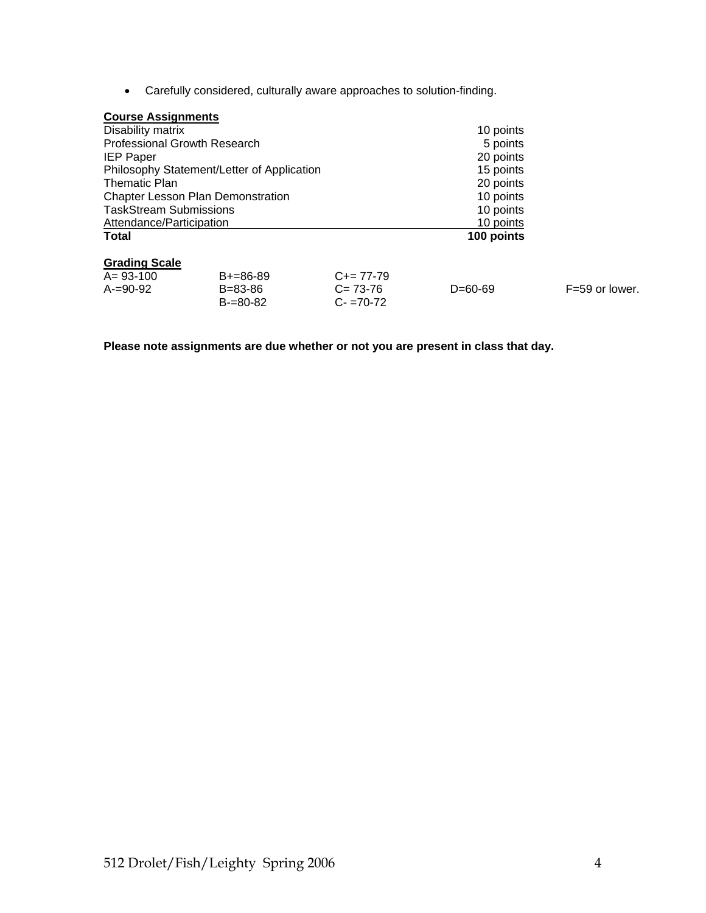- Carefully considered, culturally aware approaches to solution-finding.

**Course Assignments**

| Assignment | Points |
|---|---|
| Disability matrix | 10 points |
| Professional Growth Research | 5 points |
| IEP Paper | 20 points |
| Philosophy Statement/Letter of Application | 15 points |
| Thematic Plan | 20 points |
| Chapter Lesson Plan Demonstration | 10 points |
| TaskStream Submissions | 10 points |
| Attendance/Participation | 10 points |
| **Total** | **100 points** |

**Grading Scale**

| | | | | |
|---|---|---|---|---|
| A= 93-100 | B+=86-89 | C+= 77-79 | | |
| A-=90-92 | B=83-86 | C= 73-76 | D=60-69 | F=59 or lower. |
| | B-=80-82 | C- =70-72 | | |

**Please note assignments are due whether or not you are present in class that day.**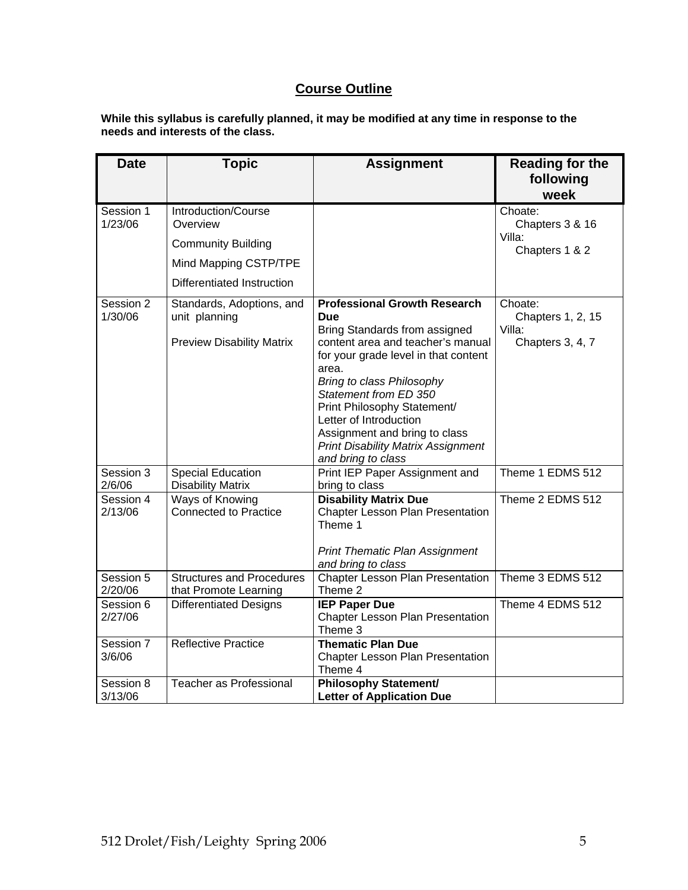## Course Outline

**While this syllabus is carefully planned, it may be modified at any time in response to the needs and interests of the class.**

| Date | Topic | Assignment | Reading for the following week |
|---|---|---|---|
| Session 1 1/23/06 | Introduction/Course Overview<br>Community Building<br>Mind Mapping CSTP/TPE<br>Differentiated Instruction | | Choate: Chapters 3 & 16<br>Villa: Chapters 1 & 2 |
| Session 2 1/30/06 | Standards, Adoptions, and unit planning<br>Preview Disability Matrix | **Professional Growth Research Due**<br>Bring Standards from assigned content area and teacher's manual for your grade level in that content area.<br>*Bring to class Philosophy Statement from ED 350*<br>Print Philosophy Statement/ Letter of Introduction Assignment and bring to class<br>*Print Disability Matrix Assignment and bring to class* | Choate: Chapters 1, 2, 15<br>Villa: Chapters 3, 4, 7 |
| Session 3 2/6/06 | Special Education Disability Matrix | Print IEP Paper Assignment and bring to class | Theme 1 EDMS 512 |
| Session 4 2/13/06 | Ways of Knowing Connected to Practice | **Disability Matrix Due**<br>Chapter Lesson Plan Presentation Theme 1<br>*Print Thematic Plan Assignment and bring to class* | Theme 2 EDMS 512 |
| Session 5 2/20/06 | Structures and Procedures that Promote Learning | Chapter Lesson Plan Presentation Theme 2 | Theme 3 EDMS 512 |
| Session 6 2/27/06 | Differentiated Designs | **IEP Paper Due**<br>Chapter Lesson Plan Presentation Theme 3 | Theme 4 EDMS 512 |
| Session 7 3/6/06 | Reflective Practice | **Thematic Plan Due**<br>Chapter Lesson Plan Presentation Theme 4 | |
| Session 8 3/13/06 | Teacher as Professional | **Philosophy Statement/ Letter of Application Due** | |